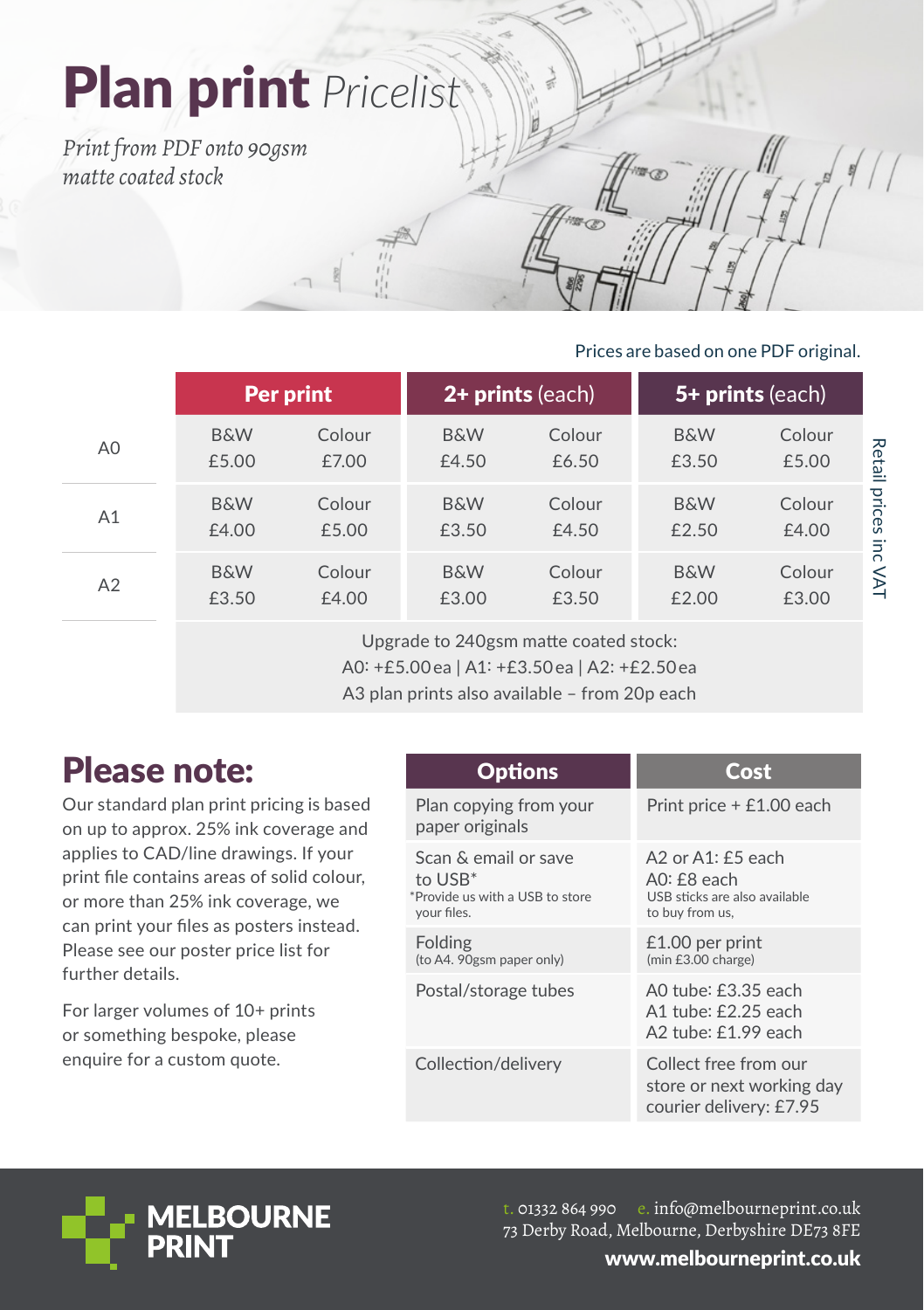# Plan print *Pricelist*

*Print from PDF onto 90gsm matte coated stock*

Prices are based on one PDF original.

| | Per print | | 2+ prints (each) | | 5+ prints (each) | |
|---|---|---|---|---|---|---|
| | B&W | Colour | B&W | Colour | B&W | Colour |
| A0 | £5.00 | £7.00 | £4.50 | £6.50 | £3.50 | £5.00 |
| A1 | £4.00 | £5.00 | £3.50 | £4.50 | £2.50 | £4.00 |
| A2 | £3.50 | £4.00 | £3.00 | £3.50 | £2.00 | £3.00 |

Retail prices inc VAT

Upgrade to 240gsm matte coated stock:
A0: +£5.00 ea | A1: +£3.50 ea | A2: +£2.50 ea
A3 plan prints also available – from 20p each

## Please note:

Our standard plan print pricing is based on up to approx. 25% ink coverage and applies to CAD/line drawings. If your print file contains areas of solid colour, or more than 25% ink coverage, we can print your files as posters instead. Please see our poster price list for further details.

For larger volumes of 10+ prints or something bespoke, please enquire for a custom quote.

| Options | Cost |
|---|---|
| Plan copying from your paper originals | Print price + £1.00 each |
| Scan & email or save to USB* <br> *Provide us with a USB to store your files. | A2 or A1: £5 each <br> A0: £8 each <br> USB sticks are also available to buy from us, |
| Folding <br> (to A4. 90gsm paper only) | £1.00 per print <br> (min £3.00 charge) |
| Postal/storage tubes | A0 tube: £3.35 each <br> A1 tube: £2.25 each <br> A2 tube: £1.99 each |
| Collection/delivery | Collect free from our store or next working day courier delivery: £7.95 |

MELBOURNE PRINT

t. 01332 864 990 e. info@melbourneprint.co.uk
73 Derby Road, Melbourne, Derbyshire DE73 8FE
**www.melbourneprint.co.uk**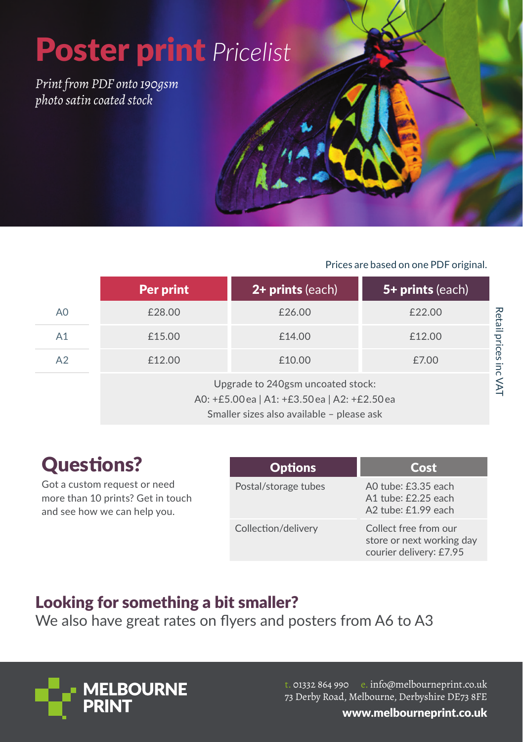# **Poster print** *Pricelist*

*Print from PDF onto 190gsm photo satin coated stock*

Prices are based on one PDF original.

| | **Per print** | **2+ prints** (each) | **5+ prints** (each) |
|---|---|---|---|
| A0 | £28.00 | £26.00 | £22.00 |
| A1 | £15.00 | £14.00 | £12.00 |
| A2 | £12.00 | £10.00 | £7.00 |

Upgrade to 240gsm uncoated stock:
A0: +£5.00 ea | A1: +£3.50 ea | A2: +£2.50 ea
Smaller sizes also available – please ask

Retail prices inc VAT

## Questions?

Got a custom request or need more than 10 prints? Get in touch and see how we can help you.

| **Options** | **Cost** |
|---|---|
| Postal/storage tubes | A0 tube: £3.35 each<br>A1 tube: £2.25 each<br>A2 tube: £1.99 each |
| Collection/delivery | Collect free from our store or next working day courier delivery: £7.95 |

## Looking for something a bit smaller?

We also have great rates on flyers and posters from A6 to A3

**MELBOURNE PRINT**

t. 01332 864 990 e. info@melbourneprint.co.uk
73 Derby Road, Melbourne, Derbyshire DE73 8FE
**www.melbourneprint.co.uk**